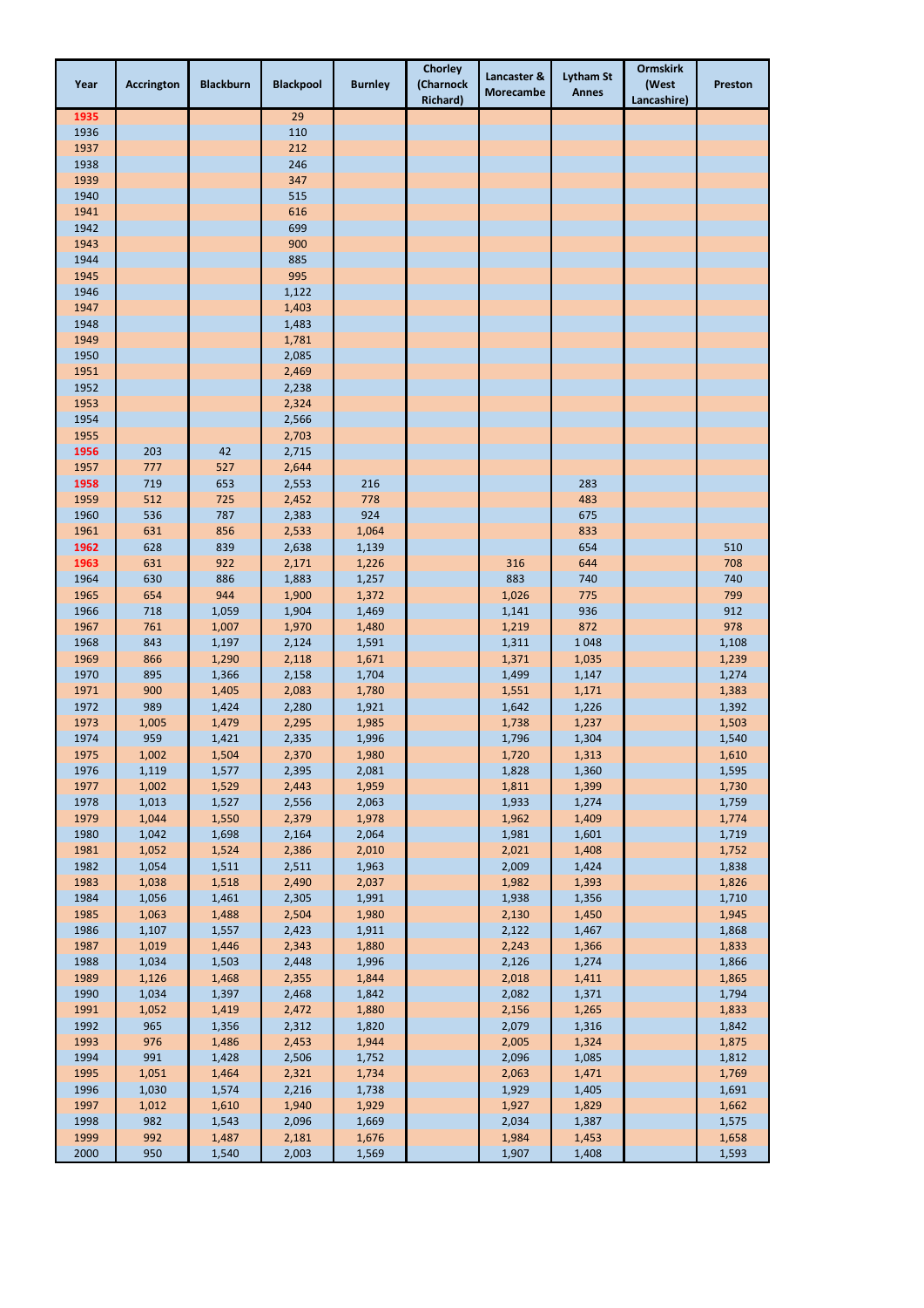| Year | Accrington | Blackburn | Blackpool | Burnley | Chorley (Charnock Richard) | Lancaster & Morecambe | Lytham St Annes | Ormskirk (West Lancashire) | Preston |
|---|---|---|---|---|---|---|---|---|---|
| 1935 | | | 29 | | | | | | |
| 1936 | | | 110 | | | | | | |
| 1937 | | | 212 | | | | | | |
| 1938 | | | 246 | | | | | | |
| 1939 | | | 347 | | | | | | |
| 1940 | | | 515 | | | | | | |
| 1941 | | | 616 | | | | | | |
| 1942 | | | 699 | | | | | | |
| 1943 | | | 900 | | | | | | |
| 1944 | | | 885 | | | | | | |
| 1945 | | | 995 | | | | | | |
| 1946 | | | 1,122 | | | | | | |
| 1947 | | | 1,403 | | | | | | |
| 1948 | | | 1,483 | | | | | | |
| 1949 | | | 1,781 | | | | | | |
| 1950 | | | 2,085 | | | | | | |
| 1951 | | | 2,469 | | | | | | |
| 1952 | | | 2,238 | | | | | | |
| 1953 | | | 2,324 | | | | | | |
| 1954 | | | 2,566 | | | | | | |
| 1955 | | | 2,703 | | | | | | |
| 1956 | 203 | 42 | 2,715 | | | | | | |
| 1957 | 777 | 527 | 2,644 | | | | | | |
| 1958 | 719 | 653 | 2,553 | 216 | | | 283 | | |
| 1959 | 512 | 725 | 2,452 | 778 | | | 483 | | |
| 1960 | 536 | 787 | 2,383 | 924 | | | 675 | | |
| 1961 | 631 | 856 | 2,533 | 1,064 | | | 833 | | |
| 1962 | 628 | 839 | 2,638 | 1,139 | | | 654 | | 510 |
| 1963 | 631 | 922 | 2,171 | 1,226 | | 316 | 644 | | 708 |
| 1964 | 630 | 886 | 1,883 | 1,257 | | 883 | 740 | | 740 |
| 1965 | 654 | 944 | 1,900 | 1,372 | | 1,026 | 775 | | 799 |
| 1966 | 718 | 1,059 | 1,904 | 1,469 | | 1,141 | 936 | | 912 |
| 1967 | 761 | 1,007 | 1,970 | 1,480 | | 1,219 | 872 | | 978 |
| 1968 | 843 | 1,197 | 2,124 | 1,591 | | 1,311 | 1 048 | | 1,108 |
| 1969 | 866 | 1,290 | 2,118 | 1,671 | | 1,371 | 1,035 | | 1,239 |
| 1970 | 895 | 1,366 | 2,158 | 1,704 | | 1,499 | 1,147 | | 1,274 |
| 1971 | 900 | 1,405 | 2,083 | 1,780 | | 1,551 | 1,171 | | 1,383 |
| 1972 | 989 | 1,424 | 2,280 | 1,921 | | 1,642 | 1,226 | | 1,392 |
| 1973 | 1,005 | 1,479 | 2,295 | 1,985 | | 1,738 | 1,237 | | 1,503 |
| 1974 | 959 | 1,421 | 2,335 | 1,996 | | 1,796 | 1,304 | | 1,540 |
| 1975 | 1,002 | 1,504 | 2,370 | 1,980 | | 1,720 | 1,313 | | 1,610 |
| 1976 | 1,119 | 1,577 | 2,395 | 2,081 | | 1,828 | 1,360 | | 1,595 |
| 1977 | 1,002 | 1,529 | 2,443 | 1,959 | | 1,811 | 1,399 | | 1,730 |
| 1978 | 1,013 | 1,527 | 2,556 | 2,063 | | 1,933 | 1,274 | | 1,759 |
| 1979 | 1,044 | 1,550 | 2,379 | 1,978 | | 1,962 | 1,409 | | 1,774 |
| 1980 | 1,042 | 1,698 | 2,164 | 2,064 | | 1,981 | 1,601 | | 1,719 |
| 1981 | 1,052 | 1,524 | 2,386 | 2,010 | | 2,021 | 1,408 | | 1,752 |
| 1982 | 1,054 | 1,511 | 2,511 | 1,963 | | 2,009 | 1,424 | | 1,838 |
| 1983 | 1,038 | 1,518 | 2,490 | 2,037 | | 1,982 | 1,393 | | 1,826 |
| 1984 | 1,056 | 1,461 | 2,305 | 1,991 | | 1,938 | 1,356 | | 1,710 |
| 1985 | 1,063 | 1,488 | 2,504 | 1,980 | | 2,130 | 1,450 | | 1,945 |
| 1986 | 1,107 | 1,557 | 2,423 | 1,911 | | 2,122 | 1,467 | | 1,868 |
| 1987 | 1,019 | 1,446 | 2,343 | 1,880 | | 2,243 | 1,366 | | 1,833 |
| 1988 | 1,034 | 1,503 | 2,448 | 1,996 | | 2,126 | 1,274 | | 1,866 |
| 1989 | 1,126 | 1,468 | 2,355 | 1,844 | | 2,018 | 1,411 | | 1,865 |
| 1990 | 1,034 | 1,397 | 2,468 | 1,842 | | 2,082 | 1,371 | | 1,794 |
| 1991 | 1,052 | 1,419 | 2,472 | 1,880 | | 2,156 | 1,265 | | 1,833 |
| 1992 | 965 | 1,356 | 2,312 | 1,820 | | 2,079 | 1,316 | | 1,842 |
| 1993 | 976 | 1,486 | 2,453 | 1,944 | | 2,005 | 1,324 | | 1,875 |
| 1994 | 991 | 1,428 | 2,506 | 1,752 | | 2,096 | 1,085 | | 1,812 |
| 1995 | 1,051 | 1,464 | 2,321 | 1,734 | | 2,063 | 1,471 | | 1,769 |
| 1996 | 1,030 | 1,574 | 2,216 | 1,738 | | 1,929 | 1,405 | | 1,691 |
| 1997 | 1,012 | 1,610 | 1,940 | 1,929 | | 1,927 | 1,829 | | 1,662 |
| 1998 | 982 | 1,543 | 2,096 | 1,669 | | 2,034 | 1,387 | | 1,575 |
| 1999 | 992 | 1,487 | 2,181 | 1,676 | | 1,984 | 1,453 | | 1,658 |
| 2000 | 950 | 1,540 | 2,003 | 1,569 | | 1,907 | 1,408 | | 1,593 |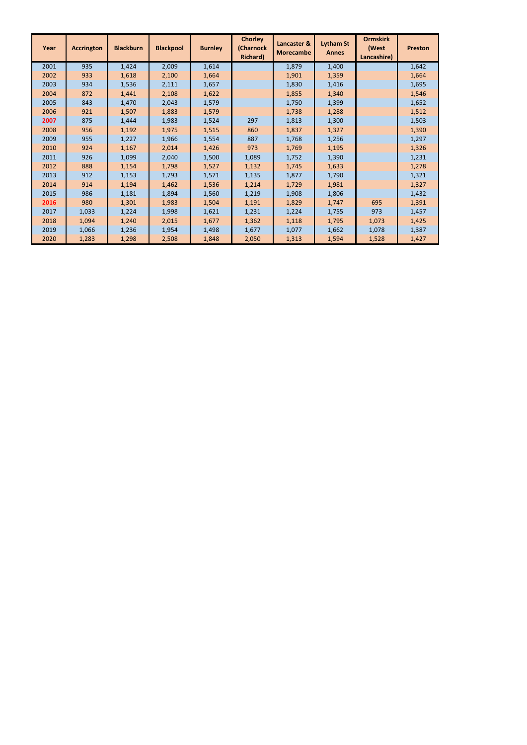| Year | Accrington | Blackburn | Blackpool | Burnley | Chorley (Charnock Richard) | Lancaster & Morecambe | Lytham St Annes | Ormskirk (West Lancashire) | Preston |
|---|---|---|---|---|---|---|---|---|---|
| 2001 | 935 | 1,424 | 2,009 | 1,614 | | 1,879 | 1,400 | | 1,642 |
| 2002 | 933 | 1,618 | 2,100 | 1,664 | | 1,901 | 1,359 | | 1,664 |
| 2003 | 934 | 1,536 | 2,111 | 1,657 | | 1,830 | 1,416 | | 1,695 |
| 2004 | 872 | 1,441 | 2,108 | 1,622 | | 1,855 | 1,340 | | 1,546 |
| 2005 | 843 | 1,470 | 2,043 | 1,579 | | 1,750 | 1,399 | | 1,652 |
| 2006 | 921 | 1,507 | 1,883 | 1,579 | | 1,738 | 1,288 | | 1,512 |
| **2007** | 875 | 1,444 | 1,983 | 1,524 | 297 | 1,813 | 1,300 | | 1,503 |
| 2008 | 956 | 1,192 | 1,975 | 1,515 | 860 | 1,837 | 1,327 | | 1,390 |
| 2009 | 955 | 1,227 | 1,966 | 1,554 | 887 | 1,768 | 1,256 | | 1,297 |
| 2010 | 924 | 1,167 | 2,014 | 1,426 | 973 | 1,769 | 1,195 | | 1,326 |
| 2011 | 926 | 1,099 | 2,040 | 1,500 | 1,089 | 1,752 | 1,390 | | 1,231 |
| 2012 | 888 | 1,154 | 1,798 | 1,527 | 1,132 | 1,745 | 1,633 | | 1,278 |
| 2013 | 912 | 1,153 | 1,793 | 1,571 | 1,135 | 1,877 | 1,790 | | 1,321 |
| 2014 | 914 | 1,194 | 1,462 | 1,536 | 1,214 | 1,729 | 1,981 | | 1,327 |
| 2015 | 986 | 1,181 | 1,894 | 1,560 | 1,219 | 1,908 | 1,806 | | 1,432 |
| **2016** | 980 | 1,301 | 1,983 | 1,504 | 1,191 | 1,829 | 1,747 | 695 | 1,391 |
| 2017 | 1,033 | 1,224 | 1,998 | 1,621 | 1,231 | 1,224 | 1,755 | 973 | 1,457 |
| 2018 | 1,094 | 1,240 | 2,015 | 1,677 | 1,362 | 1,118 | 1,795 | 1,073 | 1,425 |
| 2019 | 1,066 | 1,236 | 1,954 | 1,498 | 1,677 | 1,077 | 1,662 | 1,078 | 1,387 |
| 2020 | 1,283 | 1,298 | 2,508 | 1,848 | 2,050 | 1,313 | 1,594 | 1,528 | 1,427 |